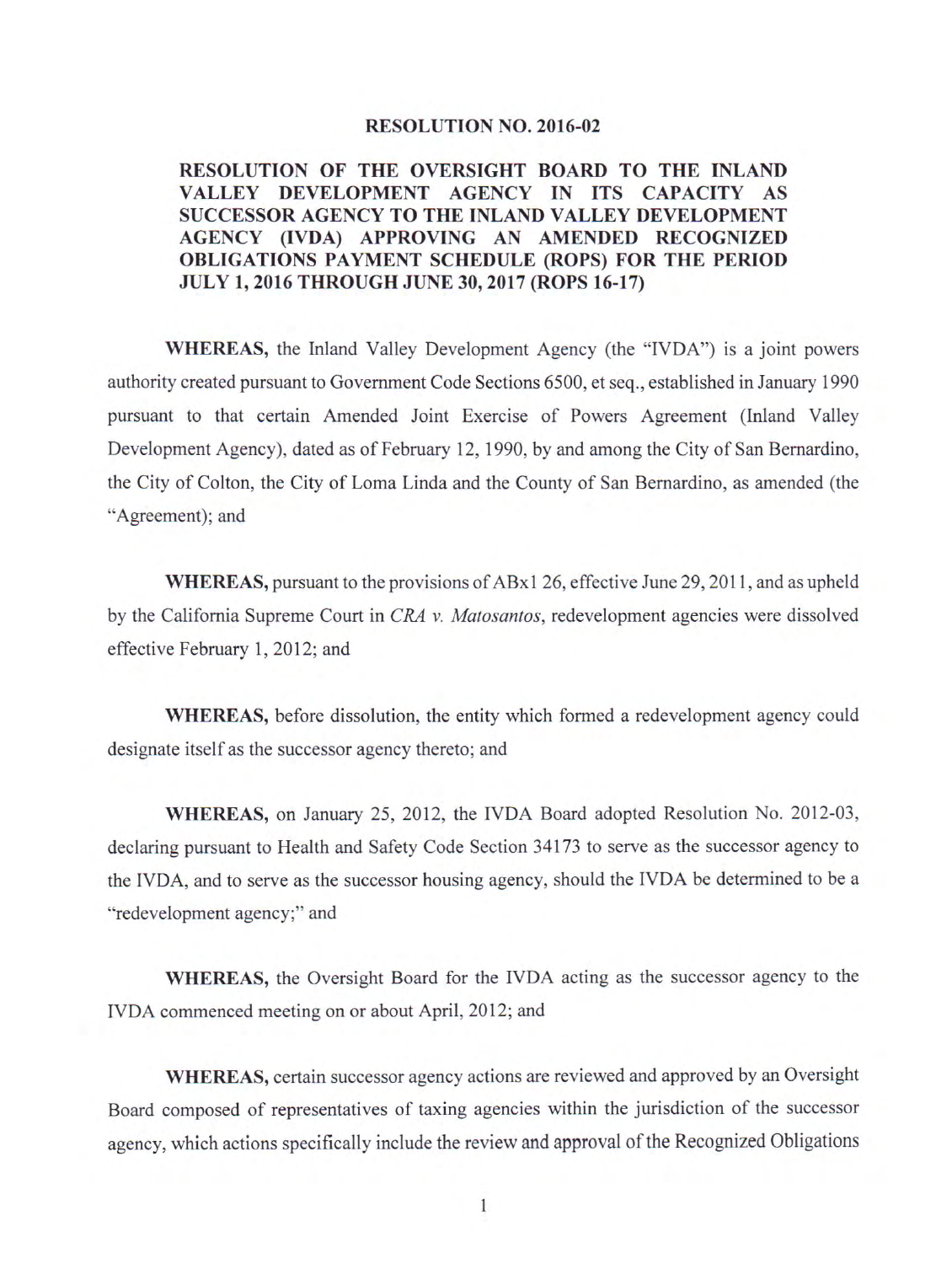# RESOLUTION NO. 2016-02

## RESOLUTION OF THE OVERSIGHT BOARD TO THE INLAND VALLEY DEVELOPMENT AGENCY IN ITS CAPACITY AS SUCCESSOR AGENCY TO THE INLAND VALLEY DEVELOPMENT AGENCY (IVDA) APPROVING AN AMENDED RECOGNIZED OBLIGATIONS PAYMENT SCHEDULE (ROPS) FOR THE PERIOD JULY 1, 2016 THROUGH JUNE 30, 2017 (ROPS 16-17)

**WHEREAS,** the Inland Valley Development Agency (the "IVDA") is a joint powers authority created pursuant to Government Code Sections 6500, et seq., established in January 1990 pursuant to that certain Amended Joint Exercise of Powers Agreement (Inland Valley Development Agency), dated as of February 12, 1990, by and among the City of San Bernardino, the City of Colton, the City of Loma Linda and the County of San Bernardino, as amended (the "Agreement); and

**WHEREAS,** pursuant to the provisions of ABx1 26, effective June 29, 2011, and as upheld by the California Supreme Court in *CRA v. Matosantos*, redevelopment agencies were dissolved effective February 1, 2012; and

**WHEREAS,** before dissolution, the entity which formed a redevelopment agency could designate itself as the successor agency thereto; and

**WHEREAS,** on January 25, 2012, the IVDA Board adopted Resolution No. 2012-03, declaring pursuant to Health and Safety Code Section 34173 to serve as the successor agency to the IVDA, and to serve as the successor housing agency, should the IVDA be determined to be a "redevelopment agency;" and

**WHEREAS,** the Oversight Board for the IVDA acting as the successor agency to the IVDA commenced meeting on or about April, 2012; and

**WHEREAS,** certain successor agency actions are reviewed and approved by an Oversight Board composed of representatives of taxing agencies within the jurisdiction of the successor agency, which actions specifically include the review and approval of the Recognized Obligations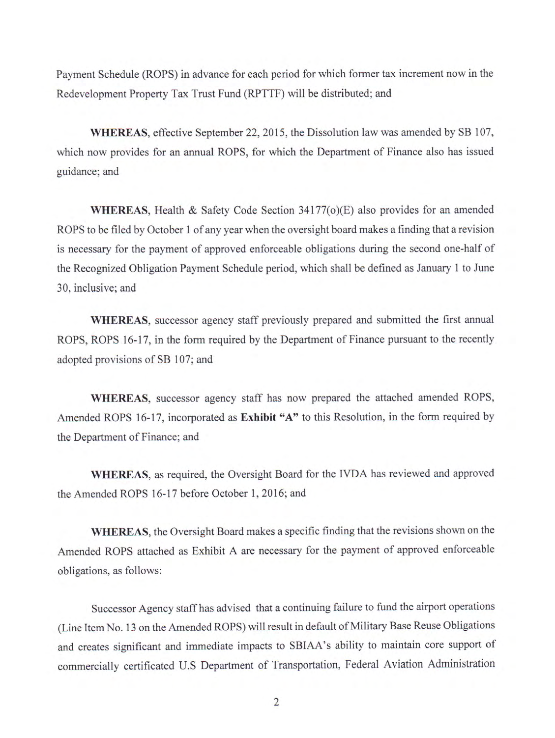Payment Schedule (ROPS) in advance for each period for which former tax increment now in the Redevelopment Property Tax Trust Fund (RPTTF) will be distributed; and

**WHEREAS**, effective September 22, 2015, the Dissolution law was amended by SB 107, which now provides for an annual ROPS, for which the Department of Finance also has issued guidance; and

**WHEREAS**, Health & Safety Code Section 34177(o)(E) also provides for an amended ROPS to be filed by October 1 of any year when the oversight board makes a finding that a revision is necessary for the payment of approved enforceable obligations during the second one-half of the Recognized Obligation Payment Schedule period, which shall be defined as January 1 to June 30, inclusive; and

**WHEREAS**, successor agency staff previously prepared and submitted the first annual ROPS, ROPS 16-17, in the form required by the Department of Finance pursuant to the recently adopted provisions of SB 107; and

**WHEREAS**, successor agency staff has now prepared the attached amended ROPS, Amended ROPS 16-17, incorporated as **Exhibit "A"** to this Resolution, in the form required by the Department of Finance; and

**WHEREAS**, as required, the Oversight Board for the IVDA has reviewed and approved the Amended ROPS 16-17 before October 1, 2016; and

**WHEREAS**, the Oversight Board makes a specific finding that the revisions shown on the Amended ROPS attached as Exhibit A are necessary for the payment of approved enforceable obligations, as follows:

Successor Agency staff has advised that a continuing failure to fund the airport operations (Line Item No. 13 on the Amended ROPS) will result in default of Military Base Reuse Obligations and creates significant and immediate impacts to SBIAA's ability to maintain core support of commercially certificated U.S Department of Transportation, Federal Aviation Administration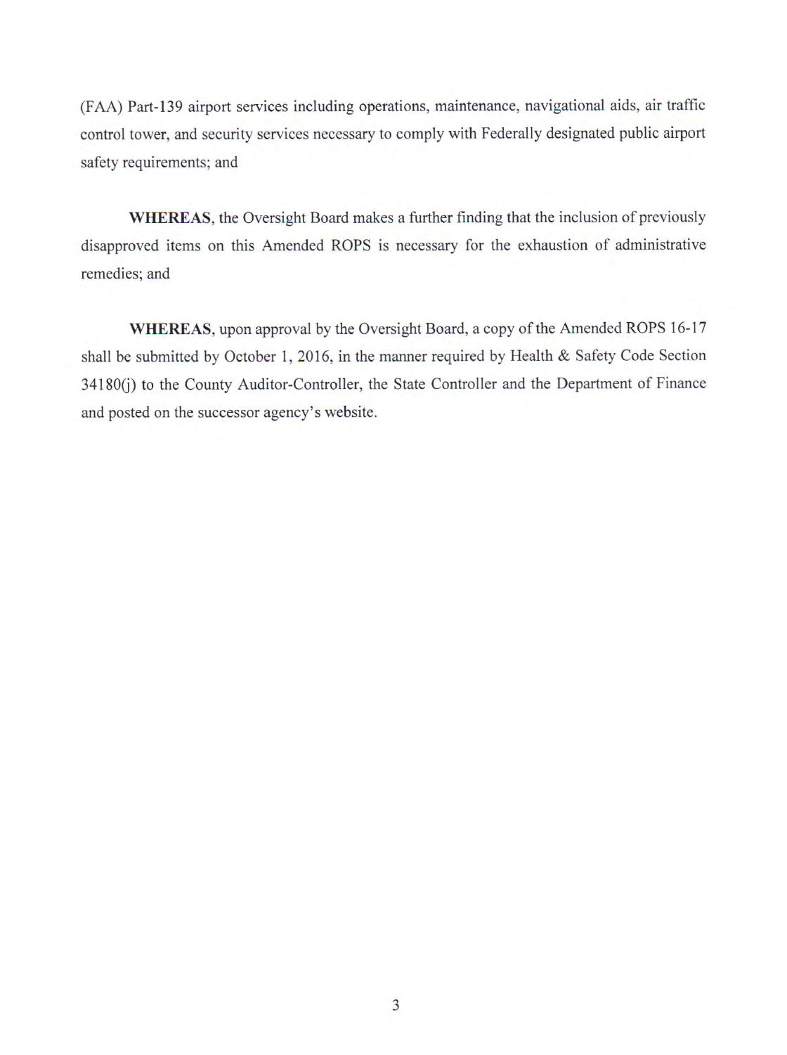(FAA) Part-139 airport services including operations, maintenance, navigational aids, air traffic control tower, and security services necessary to comply with Federally designated public airport safety requirements; and

**WHEREAS**, the Oversight Board makes a further finding that the inclusion of previously disapproved items on this Amended ROPS is necessary for the exhaustion of administrative remedies; and

**WHEREAS**, upon approval by the Oversight Board, a copy of the Amended ROPS 16-17 shall be submitted by October 1, 2016, in the manner required by Health & Safety Code Section 34180(j) to the County Auditor-Controller, the State Controller and the Department of Finance and posted on the successor agency's website.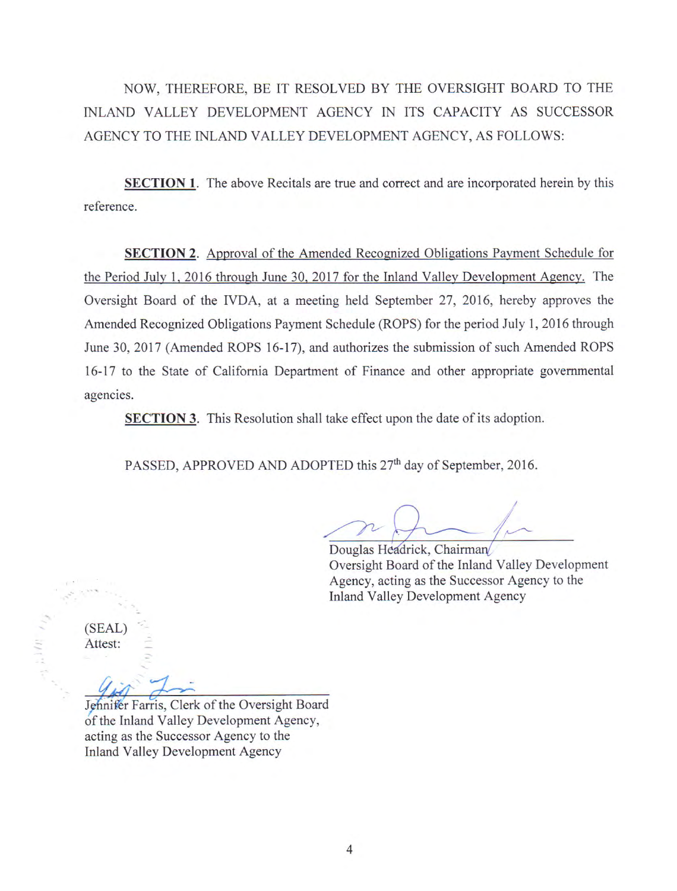NOW, THEREFORE, BE IT RESOLVED BY THE OVERSIGHT BOARD TO THE INLAND VALLEY DEVELOPMENT AGENCY IN ITS CAPACITY AS SUCCESSOR AGENCY TO THE INLAND VALLEY DEVELOPMENT AGENCY, AS FOLLOWS:

**SECTION 1**. The above Recitals are true and correct and are incorporated herein by this reference.

**SECTION 2**. Approval of the Amended Recognized Obligations Payment Schedule for the Period July 1, 2016 through June 30, 2017 for the Inland Valley Development Agency. The Oversight Board of the IVDA, at a meeting held September 27, 2016, hereby approves the Amended Recognized Obligations Payment Schedule (ROPS) for the period July 1, 2016 through June 30, 2017 (Amended ROPS 16-17), and authorizes the submission of such Amended ROPS 16-17 to the State of California Department of Finance and other appropriate governmental agencies.

**SECTION 3**. This Resolution shall take effect upon the date of its adoption.

PASSED, APPROVED AND ADOPTED this 27th day of September, 2016.

Douglas Headrick, Chairman
Oversight Board of the Inland Valley Development Agency, acting as the Successor Agency to the Inland Valley Development Agency

(SEAL)
Attest:

Jennifer Farris, Clerk of the Oversight Board of the Inland Valley Development Agency, acting as the Successor Agency to the Inland Valley Development Agency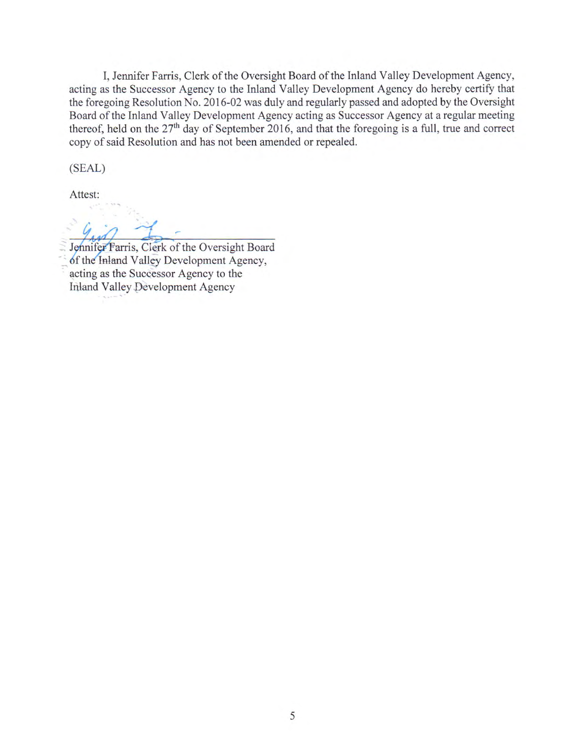I, Jennifer Farris, Clerk of the Oversight Board of the Inland Valley Development Agency, acting as the Successor Agency to the Inland Valley Development Agency do hereby certify that the foregoing Resolution No. 2016-02 was duly and regularly passed and adopted by the Oversight Board of the Inland Valley Development Agency acting as Successor Agency at a regular meeting thereof, held on the 27th day of September 2016, and that the foregoing is a full, true and correct copy of said Resolution and has not been amended or repealed.

(SEAL)

Attest:

\_\_\_\_\_\_\_\_\_\_\_\_\_\_\_\_\_\_\_\_\_\_\_\_\_\_\_\_\_\_\_\_\_\_\_\_

Jennifer Farris, Clerk of the Oversight Board
of the Inland Valley Development Agency,
acting as the Successor Agency to the
Inland Valley Development Agency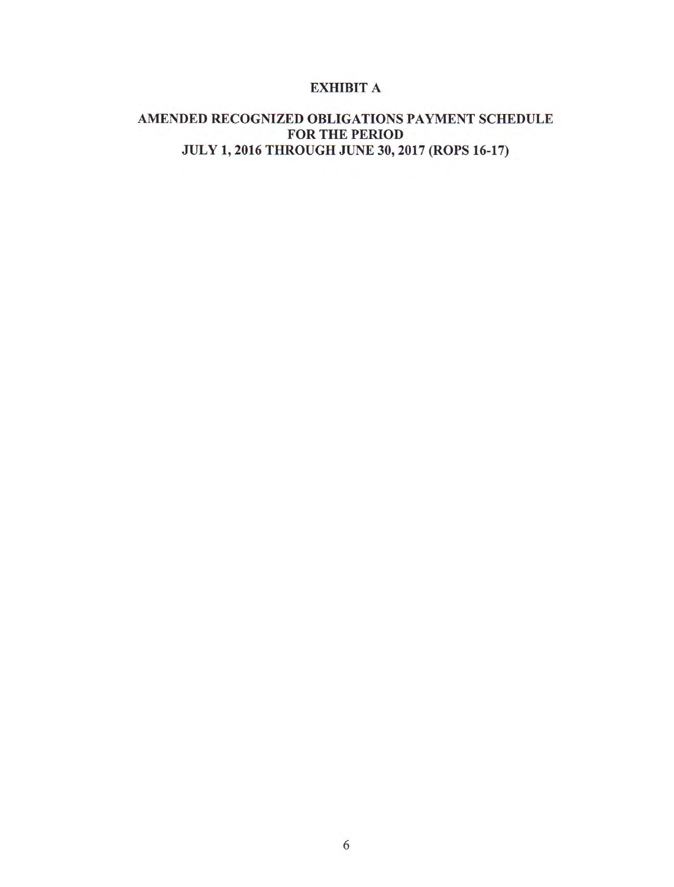# EXHIBIT A

## AMENDED RECOGNIZED OBLIGATIONS PAYMENT SCHEDULE FOR THE PERIOD JULY 1, 2016 THROUGH JUNE 30, 2017 (ROPS 16-17)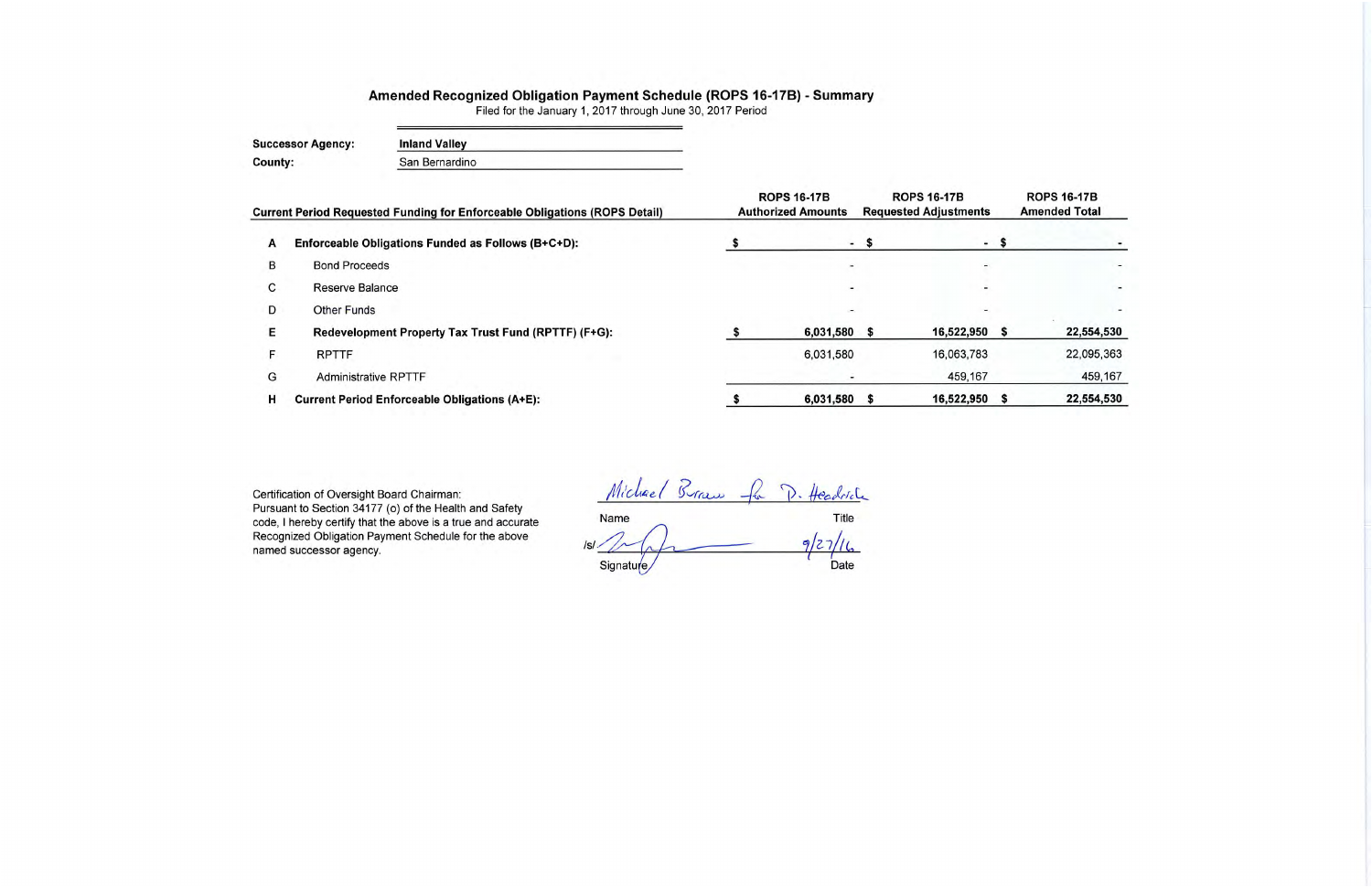# Amended Recognized Obligation Payment Schedule (ROPS 16-17B) - Summary

Filed for the January 1, 2017 through June 30, 2017 Period

**Successor Agency:** Inland Valley

**County:** San Bernardino

| | Current Period Requested Funding for Enforceable Obligations (ROPS Detail) | ROPS 16-17B Authorized Amounts | ROPS 16-17B Requested Adjustments | ROPS 16-17B Amended Total |
|---|---|---|---|---|
| A | **Enforceable Obligations Funded as Follows (B+C+D):** | $ - | $ - | $ - |
| B | Bond Proceeds | - | - | - |
| C | Reserve Balance | - | - | - |
| D | Other Funds | - | - | - |
| E | **Redevelopment Property Tax Trust Fund (RPTTF) (F+G):** | $ 6,031,580 | $ 16,522,950 | $ 22,554,530 |
| F | RPTTF | 6,031,580 | 16,063,783 | 22,095,363 |
| G | Administrative RPTTF | - | 459,167 | 459,167 |
| H | **Current Period Enforceable Obligations (A+E):** | $ 6,031,580 | $ 16,522,950 | $ 22,554,530 |

Certification of Oversight Board Chairman:
Pursuant to Section 34177 (o) of the Health and Safety code, I hereby certify that the above is a true and accurate Recognized Obligation Payment Schedule for the above named successor agency.

Michael Burrows for D. Headrick

Name — Title

/s/ [signature]

Signature

9/27/16

Date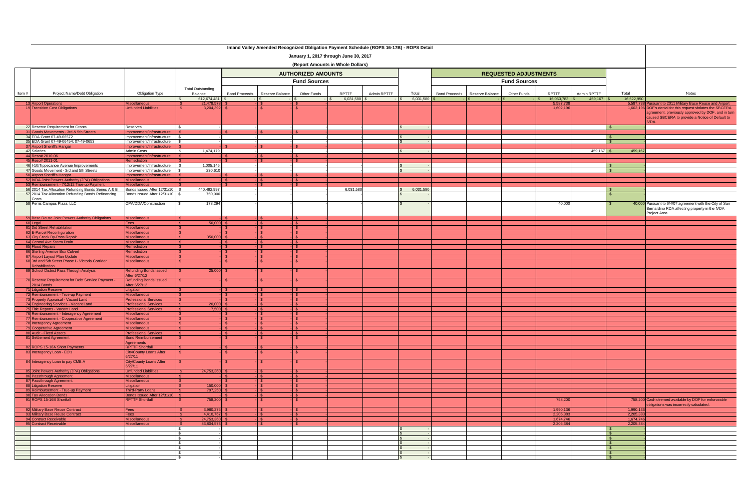# Inland Valley Amended Recognized Obligation Payment Schedule (ROPS 16-17B) - ROPS Detail

## January 1, 2017 through June 30, 2017

### (Report Amounts in Whole Dollars)

| Item # | Project Name/Debt Obligation | Obligation Type | Total Outstanding Balance | AUTHORIZED AMOUNTS | | | | | | REQUESTED ADJUSTMENTS | | | | | | Notes |
|---|---|---|---|---|---|---|---|---|---|---|---|---|---|---|---|---|
| | | | | Fund Sources | | | | | | Fund Sources | | | | | | |
| | | | | Bond Proceeds | Reserve Balance | Other Funds | RPTTF | Admin RPTTF | Total | Bond Proceeds | Reserve Balance | Other Funds | RPTTF | Admin RPTTF | Total | |
| | | | $ 612,674,481 | $ - | $ - | $ - | $ 6,031,580 | $ - | $ 6,031,580 | $ - | $ - | $ - | $ 16,063,783 | $ 459,167 | $ 16,522,950 | |
| 13 | Airport Operations | Miscellaneous | $ 21,476,578 | $ - | $ - | $ - | | | | | | | 5,587,738 | | 5,587,738 | Pursuant to 2011 Military Base Reuse and Airport |
| 19 | Transition Cost Obligations | Unfunded Liabilities | $ 3,204,392 | $ - | $ - | $ - | | | | | | | 1,602,196 | | 1,602,196 | DOF's denial for this request violates the SBCERA agreement, previously approved by DOF, and in turn caused SBCERA to provide a Notice of Default to IVDA. |
| 22 | Reserve Requirement for Grants | Reserves | $ - | | | | | | $ - | | | | | | $ - | |
| 31 | Goods Movements - 3rd & 5th Streets | Improvement/Infrastructure | $ - | $ - | $ - | $ - | | | | | | | | | | |
| 34 | EDA Grant 07-49-06572 | Improvement/Infrastructure | $ - | | | | | | $ - | | | | | | $ - | |
| 35 | EDA Grant 07-49-06454; 07-49-0653 | Improvement/Infrastructure | $ - | | | | | | $ - | | | | | | $ - | |
| 37 | Airport Sheriff's Hangar | Improvement/Infrastructure | $ - | $ - | $ - | $ - | | | | | | | | | | |
| 42 | Salaries | Admin Costs | $ 1,474,179 | | | | | | $ - | | | | | 459,167 | $ 459,167 | |
| 44 | Reso# 2010-06 | Improvement/Infrastructure | $ - | $ - | $ - | $ - | | | | | | | | | | |
| 45 | Reso# 2011-01 | Remediation | $ - | $ - | $ - | $ - | | | | | | | | | | |
| 46 | I-10/Tippecanoe Avenue Improvements | Improvement/Infrastructure | $ 1,005,145 | | | | | | $ - | | | | | | $ - | |
| 47 | Goods Movement - 3rd and 5th Streets | Improvement/Infrastructure | $ 230,610 | | | | | | $ - | | | | | | $ - | |
| 50 | Airport Sheriff's Hangar | Improvement/Infrastructure | $ - | $ - | $ - | $ - | | | | | | | | | | |
| 52 | IVDA Joint Powers Authority (JPA) Obligations | Miscellaneous | $ - | $ - | $ - | $ - | | | | | | | | | | |
| 53 | Reimbursement - 7/12/12 True-up Payment | Miscellaneous | $ - | $ - | $ - | $ - | | | | | | | | | | |
| 56 | 2014 Tax Allocation Refunding Bonds Series A & B | Bonds Issued After 12/31/10 | $ 440,492,997 | | | | 6,031,580 | | $ 6,031,580 | | | | | | $ - | |
| 57 | 2014 Tax Allocation Refunding Bonds Refinancing Costs | Bonds Issued After 12/31/10 | $ 750,000 | | | | | | $ - | | | | | | $ - | |
| 58 | Perris Campus Plaza, LLC | OPA/DDA/Construction | $ 178,294 | | | | | | $ - | | | | 40,000 | | $ 40,000 | Pursuant to 6/4/07 agreement with the City of San Bernardino RDA affecting property in the IVDA Project Area |
| 59 | Base Reuse Joint Powers Authority Obligations | Miscellaneous | $ - | $ - | $ - | $ - | | | | | | | | | | |
| 60 | Legal | Fees | $ 50,000 | $ - | $ - | $ - | | | | | | | | | | |
| 61 | 3rd Street Rehabilitation | Miscellaneous | $ - | $ - | $ - | $ - | | | | | | | | | | |
| 62 | E-Parcel Reconfiguration | Miscellaneous | $ - | $ - | $ - | $ - | | | | | | | | | | |
| 63 | City Creek By-Pass Repair | Miscellaneous | $ 350,000 | $ - | $ - | $ - | | | | | | | | | | |
| 64 | Central Ave Storm Drain | Miscellaneous | $ - | $ - | $ - | $ - | | | | | | | | | | |
| 65 | Flood Repairs | Remediation | $ - | $ - | $ - | $ - | | | | | | | | | | |
| 66 | Sterling Avenue Box Culvert | Remediation | $ - | $ - | $ - | $ - | | | | | | | | | | |
| 67 | Airport Layout Plan Update | Miscellaneous | $ - | $ - | $ - | $ - | | | | | | | | | | |
| 68 | 3rd and 5th Street Phase I - Victoria Corridor Rehabilitation | Miscellaneous | $ - | $ - | $ - | $ - | | | | | | | | | | |
| 69 | School District Pass Through Analysis | Refunding Bonds Issued After 6/27/12 | $ 25,000 | $ - | $ - | $ - | | | | | | | | | | |
| 70 | Reserve Requirement for Debt Service Payment - 2014 Bonds | Refunding Bonds Issued After 6/27/12 | $ - | $ - | $ - | $ - | | | | | | | | | | |
| 71 | Litigation Reserve | Litigation | $ - | $ - | $ - | $ - | | | | | | | | | | |
| 72 | Reimbursement - True-up Payment | Miscellaneous | $ - | $ - | $ - | $ - | | | | | | | | | | |
| 73 | Property Appraisal - Vacant Land | Professional Services | $ - | $ - | $ - | $ - | | | | | | | | | | |
| 74 | Engineering Services - Vacant Land | Professional Services | $ 20,000 | $ - | $ - | $ - | | | | | | | | | | |
| 75 | Title Reports - Vacant Land | Professional Services | $ 7,500 | $ - | $ - | $ - | | | | | | | | | | |
| 76 | Reimbursement - Interagency Agreement | Miscellaneous | $ - | $ - | $ - | $ - | | | | | | | | | | |
| 77 | Reimbursement - Cooperative Agreement | Miscellaneous | $ - | $ - | $ - | $ - | | | | | | | | | | |
| 78 | Interagency Agreement | Miscellaneous | $ - | $ - | $ - | $ - | | | | | | | | | | |
| 79 | Cooperative Agreement | Miscellaneous | $ - | $ - | $ - | $ - | | | | | | | | | | |
| 80 | Audit - Fixed Assets | Professional Services | $ - | $ - | $ - | $ - | | | | | | | | | | |
| 81 | Settlement Agreement | Bond Reimbursement Agreements | $ - | $ - | $ - | $ - | | | | | | | | | | |
| 82 | ROPS 15-16A Short Payments | RPTTF Shortfall | $ - | $ - | $ - | $ - | | | | | | | | | | |
| 83 | Interagency Loan - EO's | City/County Loans After 6/27/11 | $ - | $ - | $ - | $ - | | | | | | | | | | |
| 84 | Interagency Loan to pay CMB A | City/County Loans After 6/27/11 | $ - | $ - | $ - | $ - | | | | | | | | | | |
| 85 | Joint Powers Authority (JPA) Obligations | Unfunded Liabilities | $ 24,753,360 | $ - | $ - | $ - | | | | | | | | | | |
| 86 | Passthrough Agreement | Miscellaneous | $ - | $ - | $ - | $ - | | | | | | | | | | |
| 87 | Passthrough Agreement | Miscellaneous | $ - | $ - | $ - | $ - | | | | | | | | | | |
| 88 | Litigation Reserve | Litigation | $ 150,000 | $ - | $ - | $ - | | | | | | | | | | |
| 89 | Reimbursement - True-up Payment | Third-Party Loans | $ 797,250 | $ - | $ - | $ - | | | | | | | | | | |
| 90 | Tax Allocation Bonds | Bonds Issued After 12/31/10 | $ - | $ - | $ - | $ - | | | | | | | | | | |
| 91 | ROPS 15-16B Shortfall | RPTTF Shortfall | $ 758,200 | $ - | $ - | $ - | | | | | | | 758,200 | | 758,200 | Cash deemed available by DOF for enforceable obligations was incorrectly calculated. |
| 92 | Military Base Reuse Contract | Fees | $ 3,980,276 | $ - | $ - | $ - | | | | | | | 1,990,136 | | 1,990,136 | |
| 93 | Military Base Reuse Contract | Fees | $ 4,410,767 | $ - | $ - | $ - | | | | | | | 2,205,383 | | 2,205,383 | |
| 94 | Contract Receivable | Miscellaneous | $ 24,753,360 | $ - | $ - | $ - | | | | | | | 1,674,746 | | 1,674,746 | |
| 95 | Contract Receivable | Miscellaneous | $ 83,804,573 | $ - | $ - | $ - | | | | | | | 2,205,384 | | 2,205,384 | |
| | | | $ - | | | | | | $ - | | | | | | $ - | |
| | | | $ - | | | | | | $ - | | | | | | $ - | |
| | | | $ - | | | | | | $ - | | | | | | $ - | |
| | | | $ - | | | | | | $ - | | | | | | $ - | |
| | | | $ - | | | | | | $ - | | | | | | $ - | |
| | | | $ - | | | | | | $ - | | | | | | $ - | |
| | | | $ - | | | | | | $ - | | | | | | $ - | |